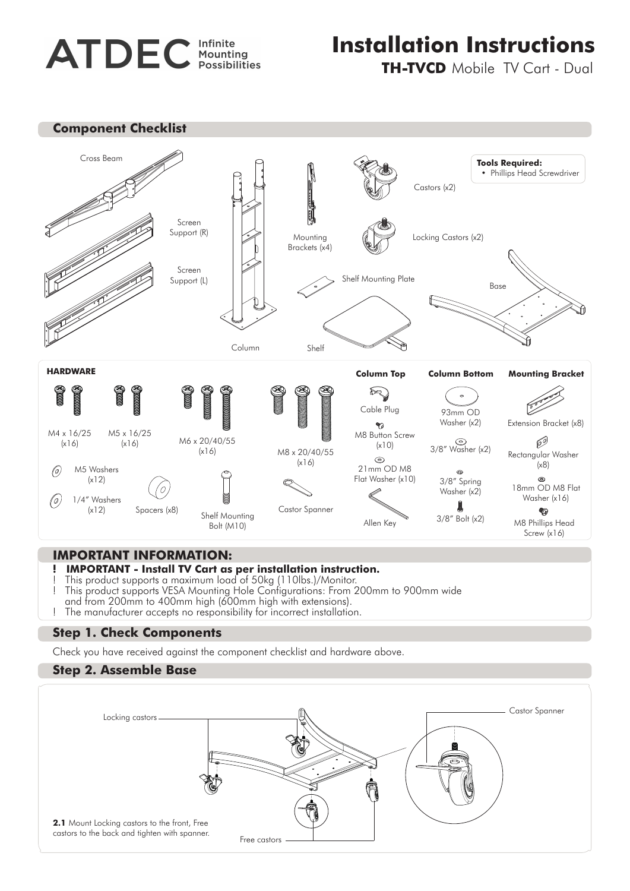# ATDEC Infinite Mounting Possibilities

# Installation Instructions

**TH-TVCD** Mobile TV Cart - Dual

## Component Checklist

Cross Beam

Screen Support (R)

Screen Support (L)

Column

Mounting Brackets (x4)

Castors (x2)

Locking Castors (x2)

Shelf Mounting Plate

Shelf

Base

**Tools Required:**
- Phillips Head Screwdriver

### HARDWARE

- M4 x 16/25 (x16)
- M5 x 16/25 (x16)
- M6 x 20/40/55 (x16)
- M8 x 20/40/55 (x16)
- M5 Washers (x12)
- 1/4" Washers (x12)
- Spacers (x8)
- Shelf Mounting Bolt (M10)
- Castor Spanner

**Column Top**
- Cable Plug
- M8 Button Screw (x10)
- 21mm OD M8 Flat Washer (x10)
- Allen Key

**Column Bottom**
- 93mm OD Washer (x2)
- 3/8" Washer (x2)
- 3/8" Spring Washer (x2)
- 3/8" Bolt (x2)

**Mounting Bracket**
- Extension Bracket (x8)
- Rectangular Washer (x8)
- 18mm OD M8 Flat Washer (x16)
- M8 Phillips Head Screw (x16)

## IMPORTANT INFORMATION:

! **IMPORTANT - Install TV Cart as per installation instruction.**
! This product supports a maximum load of 50kg (110lbs.)/Monitor.
! This product supports VESA Mounting Hole Configurations: From 200mm to 900mm wide and from 200mm to 400mm high (600mm high with extensions).
! The manufacturer accepts no responsibility for incorrect installation.

## Step 1. Check Components

Check you have received against the component checklist and hardware above.

## Step 2. Assemble Base

Locking castors

Castor Spanner

Free castors

**2.1** Mount Locking castors to the front, Free castors to the back and tighten with spanner.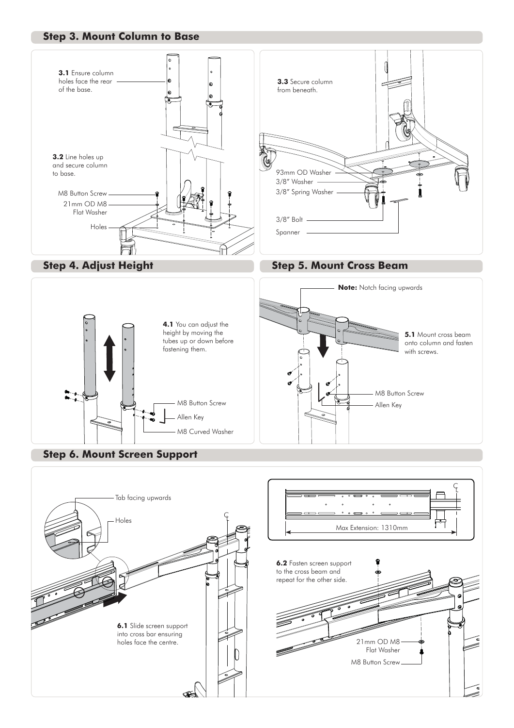## Step 3. Mount Column to Base

**3.1** Ensure column holes face the rear of the base.

**3.2** Line holes up and secure column to base.

M8 Button Screw

21mm OD M8 Flat Washer

Holes

**3.3** Secure column from beneath.

93mm OD Washer

3/8" Washer

3/8" Spring Washer

3/8" Bolt

Spanner

## Step 4. Adjust Height

**4.1** You can adjust the height by moving the tubes up or down before fastening them.

M8 Button Screw

Allen Key

M8 Curved Washer

## Step 5. Mount Cross Beam

**Note:** Notch facing upwards

**5.1** Mount cross beam onto column and fasten with screws.

M8 Button Screw

Allen Key

## Step 6. Mount Screen Support

Tab facing upwards

Holes

**6.1** Slide screen support into cross bar ensuring holes face the centre.

Max Extension: 1310mm

**6.2** Fasten screen support to the cross beam and repeat for the other side.

21mm OD M8 Flat Washer

M8 Button Screw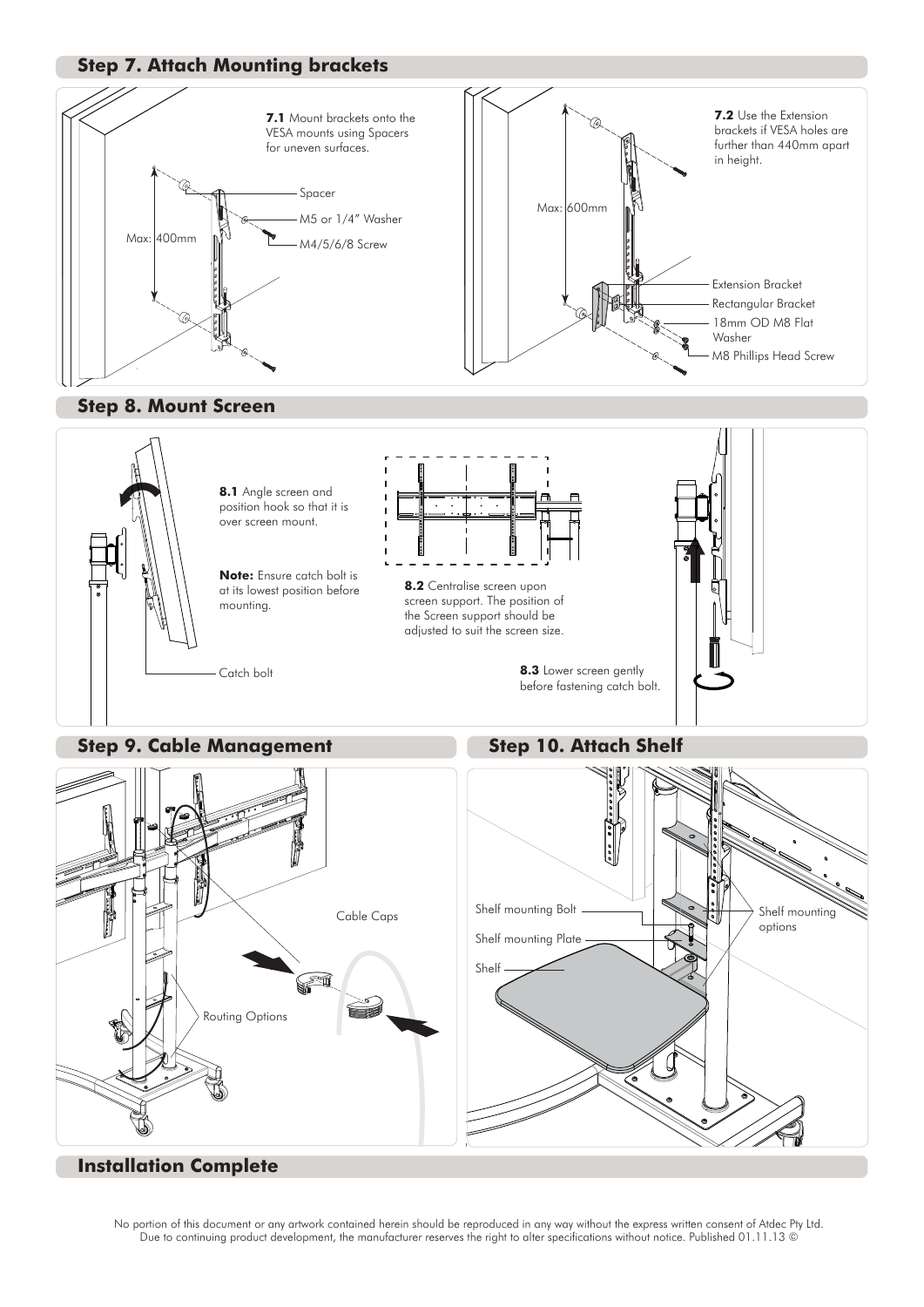## Step 7. Attach Mounting brackets

**7.1** Mount brackets onto the VESA mounts using Spacers for uneven surfaces.

Spacer

M5 or 1/4" Washer

M4/5/6/8 Screw

Max: 400mm

**7.2** Use the Extension brackets if VESA holes are further than 440mm apart in height.

Max: 600mm

Extension Bracket

Rectangular Bracket

18mm OD M8 Flat Washer

M8 Phillips Head Screw

## Step 8. Mount Screen

**8.1** Angle screen and position hook so that it is over screen mount.

**Note:** Ensure catch bolt is at its lowest position before mounting.

Catch bolt

**8.2** Centralise screen upon screen support. The position of the Screen support should be adjusted to suit the screen size.

**8.3** Lower screen gently before fastening catch bolt.

## Step 9. Cable Management

Cable Caps

Routing Options

## Step 10. Attach Shelf

Shelf mounting Bolt

Shelf mounting Plate

Shelf

Shelf mounting options

## Installation Complete

No portion of this document or any artwork contained herein should be reproduced in any way without the express written consent of Atdec Pty Ltd. Due to continuing product development, the manufacturer reserves the right to alter specifications without notice. Published 01.11.13 ©